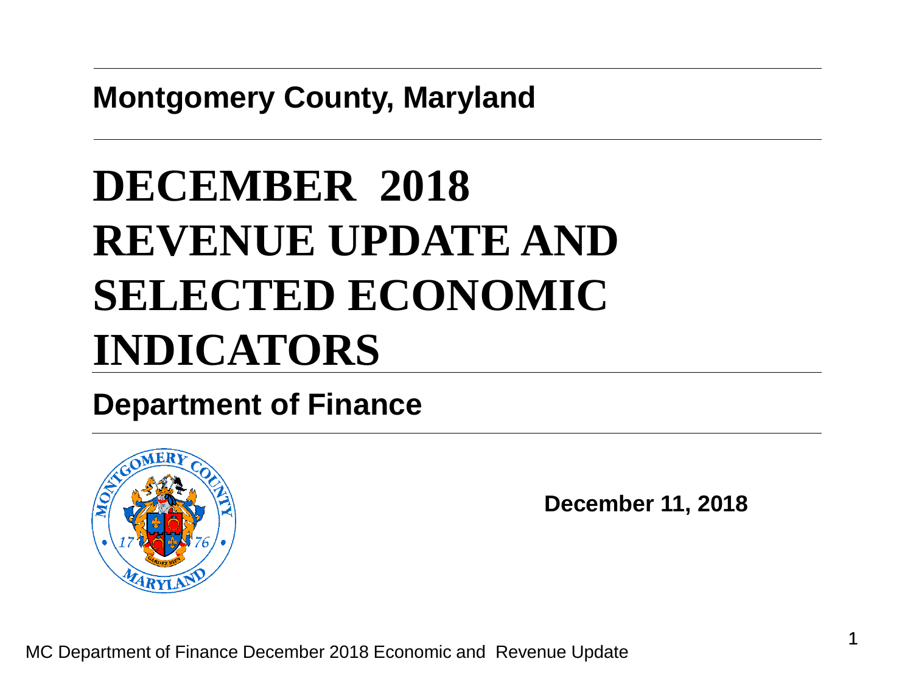**Montgomery County, Maryland**

# DECEMBER 2018 REVENUE UPDATE AND SELECTED ECONOMIC INDICATORS

**Department of Finance**

**December 11, 2018**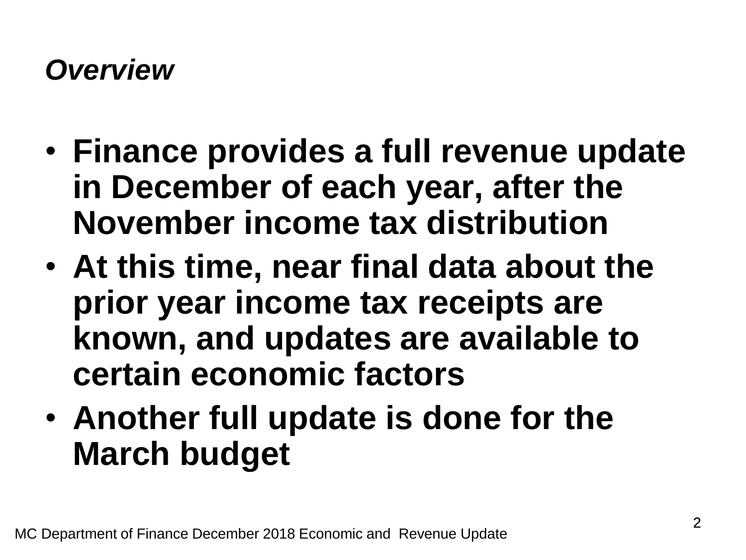## *Overview*

- **Finance provides a full revenue update in December of each year, after the November income tax distribution**
- **At this time, near final data about the prior year income tax receipts are known, and updates are available to certain economic factors**
- **Another full update is done for the March budget**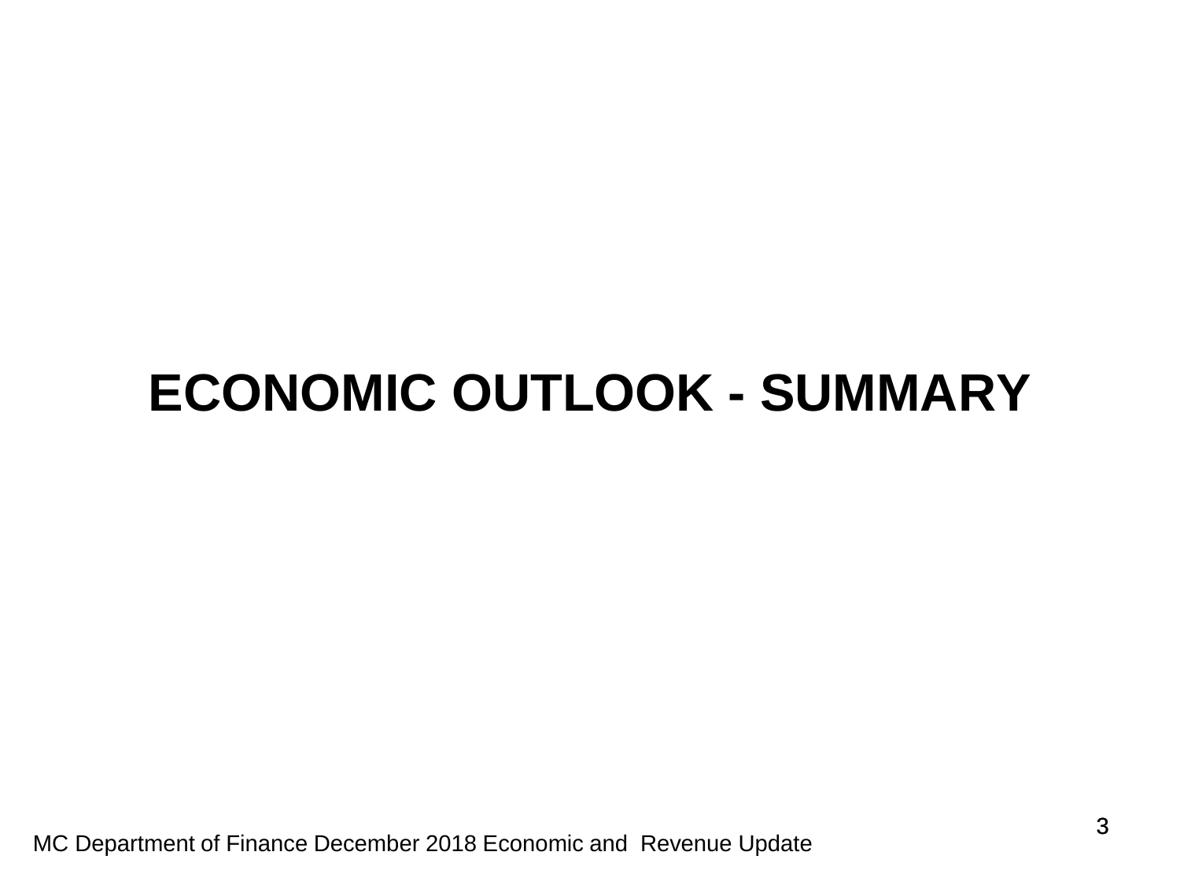# ECONOMIC OUTLOOK - SUMMARY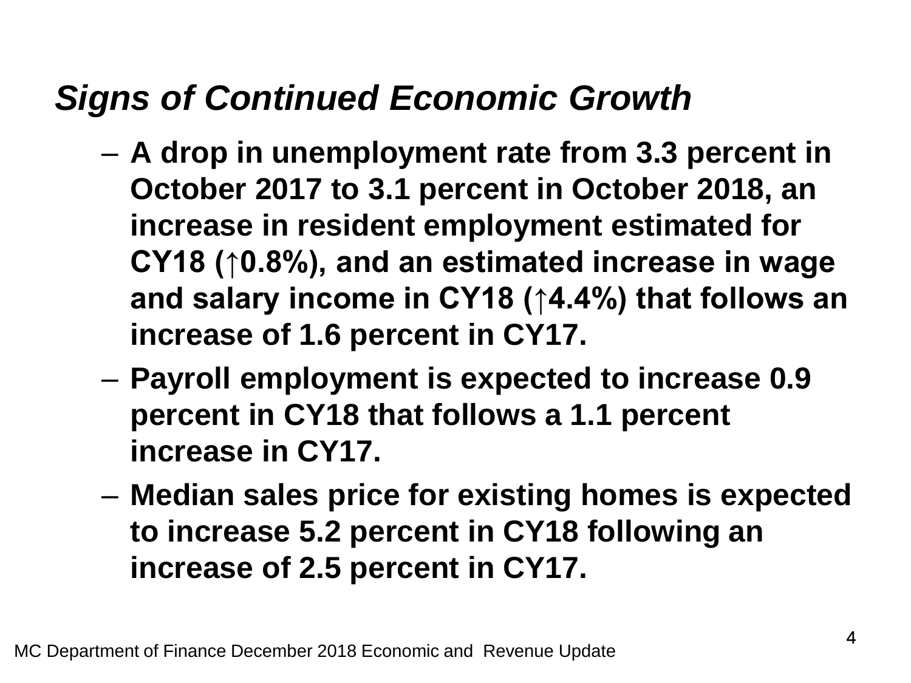## *Signs of Continued Economic Growth*

- **A drop in unemployment rate from 3.3 percent in October 2017 to 3.1 percent in October 2018, an increase in resident employment estimated for CY18 (↑0.8%), and an estimated increase in wage and salary income in CY18 (↑4.4%) that follows an increase of 1.6 percent in CY17.**
- **Payroll employment is expected to increase 0.9 percent in CY18 that follows a 1.1 percent increase in CY17.**
- **Median sales price for existing homes is expected to increase 5.2 percent in CY18 following an increase of 2.5 percent in CY17.**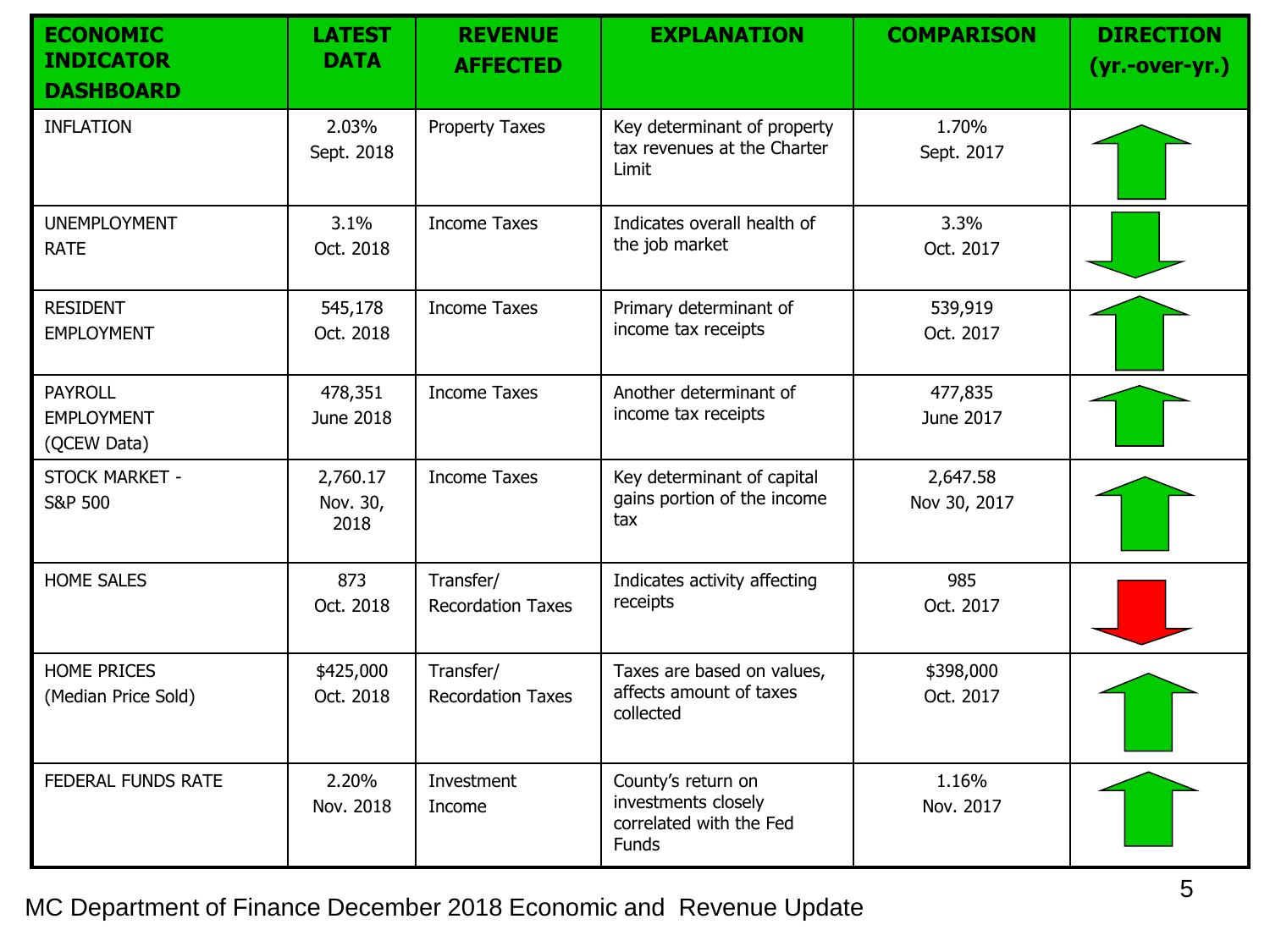| ECONOMIC INDICATOR DASHBOARD | LATEST DATA | REVENUE AFFECTED | EXPLANATION | COMPARISON | DIRECTION (yr.-over-yr.) |
|---|---|---|---|---|---|
| INFLATION | 2.03% Sept. 2018 | Property Taxes | Key determinant of property tax revenues at the Charter Limit | 1.70% Sept. 2017 | Up |
| UNEMPLOYMENT RATE | 3.1% Oct. 2018 | Income Taxes | Indicates overall health of the job market | 3.3% Oct. 2017 | Down |
| RESIDENT EMPLOYMENT | 545,178 Oct. 2018 | Income Taxes | Primary determinant of income tax receipts | 539,919 Oct. 2017 | Up |
| PAYROLL EMPLOYMENT (QCEW Data) | 478,351 June 2018 | Income Taxes | Another determinant of income tax receipts | 477,835 June 2017 | Up |
| STOCK MARKET - S&P 500 | 2,760.17 Nov. 30, 2018 | Income Taxes | Key determinant of capital gains portion of the income tax | 2,647.58 Nov 30, 2017 | Up |
| HOME SALES | 873 Oct. 2018 | Transfer/ Recordation Taxes | Indicates activity affecting receipts | 985 Oct. 2017 | Down |
| HOME PRICES (Median Price Sold) | $425,000 Oct. 2018 | Transfer/ Recordation Taxes | Taxes are based on values, affects amount of taxes collected | $398,000 Oct. 2017 | Up |
| FEDERAL FUNDS RATE | 2.20% Nov. 2018 | Investment Income | County's return on investments closely correlated with the Fed Funds | 1.16% Nov. 2017 | Up |

MC Department of Finance December 2018 Economic and Revenue Update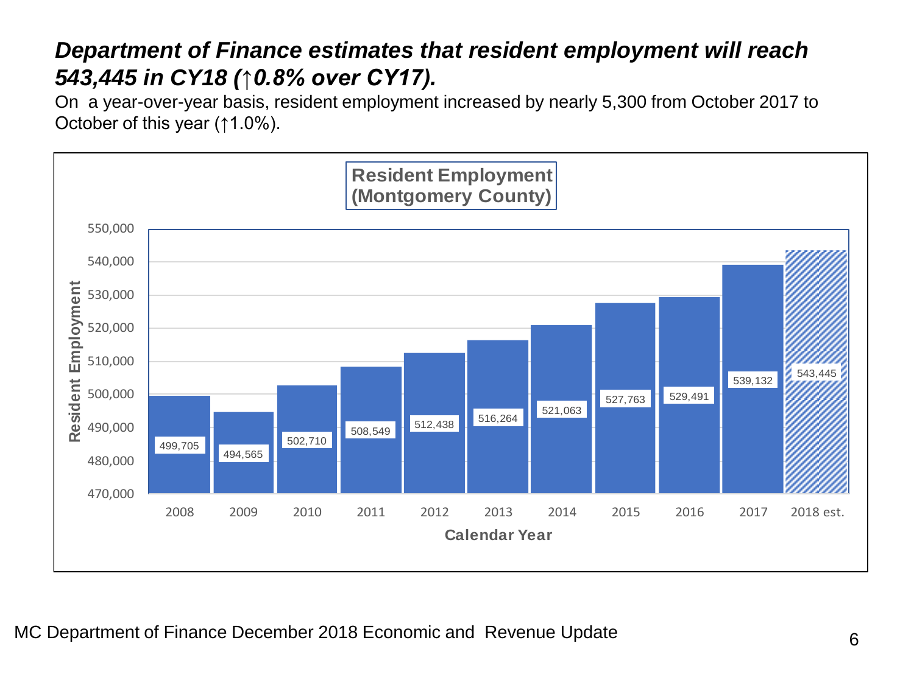# *Department of Finance estimates that resident employment will reach 543,445 in CY18 (↑0.8% over CY17).*

On a year-over-year basis, resident employment increased by nearly 5,300 from October 2017 to October of this year (↑1.0%).

**Resident Employment (Montgomery County)**

| Calendar Year | Resident Employment |
|---|---|
| 2008 | 499,705 |
| 2009 | 494,565 |
| 2010 | 502,710 |
| 2011 | 508,549 |
| 2012 | 512,438 |
| 2013 | 516,264 |
| 2014 | 521,063 |
| 2015 | 527,763 |
| 2016 | 529,491 |
| 2017 | 539,132 |
| 2018 est. | 543,445 |

MC Department of Finance December 2018 Economic and Revenue Update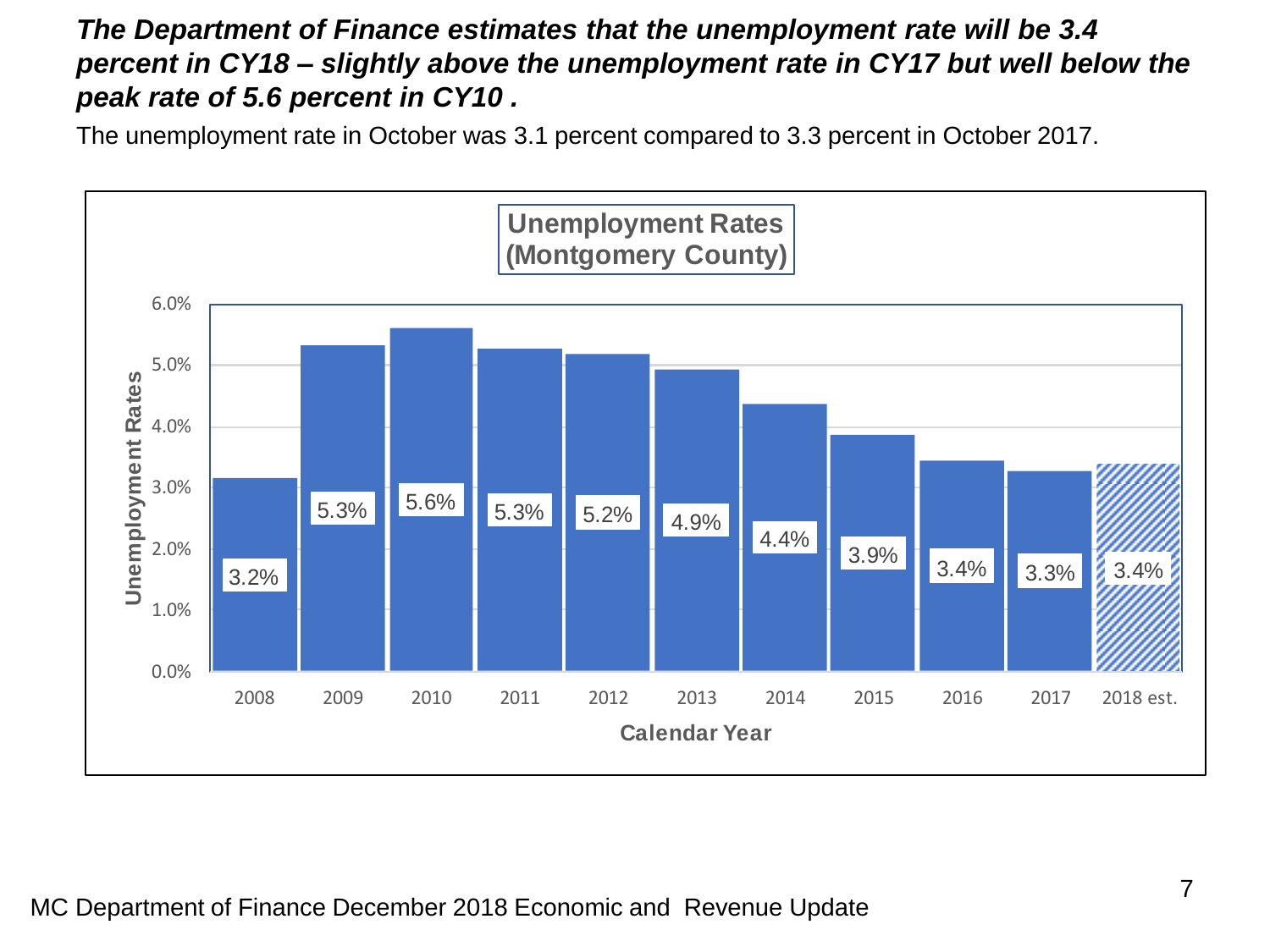***The Department of Finance estimates that the unemployment rate will be 3.4 percent in CY18 – slightly above the unemployment rate in CY17 but well below the peak rate of 5.6 percent in CY10 .***

The unemployment rate in October was 3.1 percent compared to 3.3 percent in October 2017.

**Unemployment Rates (Montgomery County)**

| Calendar Year | Unemployment Rates |
|---|---|
| 2008 | 3.2% |
| 2009 | 5.3% |
| 2010 | 5.6% |
| 2011 | 5.3% |
| 2012 | 5.2% |
| 2013 | 4.9% |
| 2014 | 4.4% |
| 2015 | 3.9% |
| 2016 | 3.4% |
| 2017 | 3.3% |
| 2018 est. | 3.4% |

MC Department of Finance December 2018 Economic and Revenue Update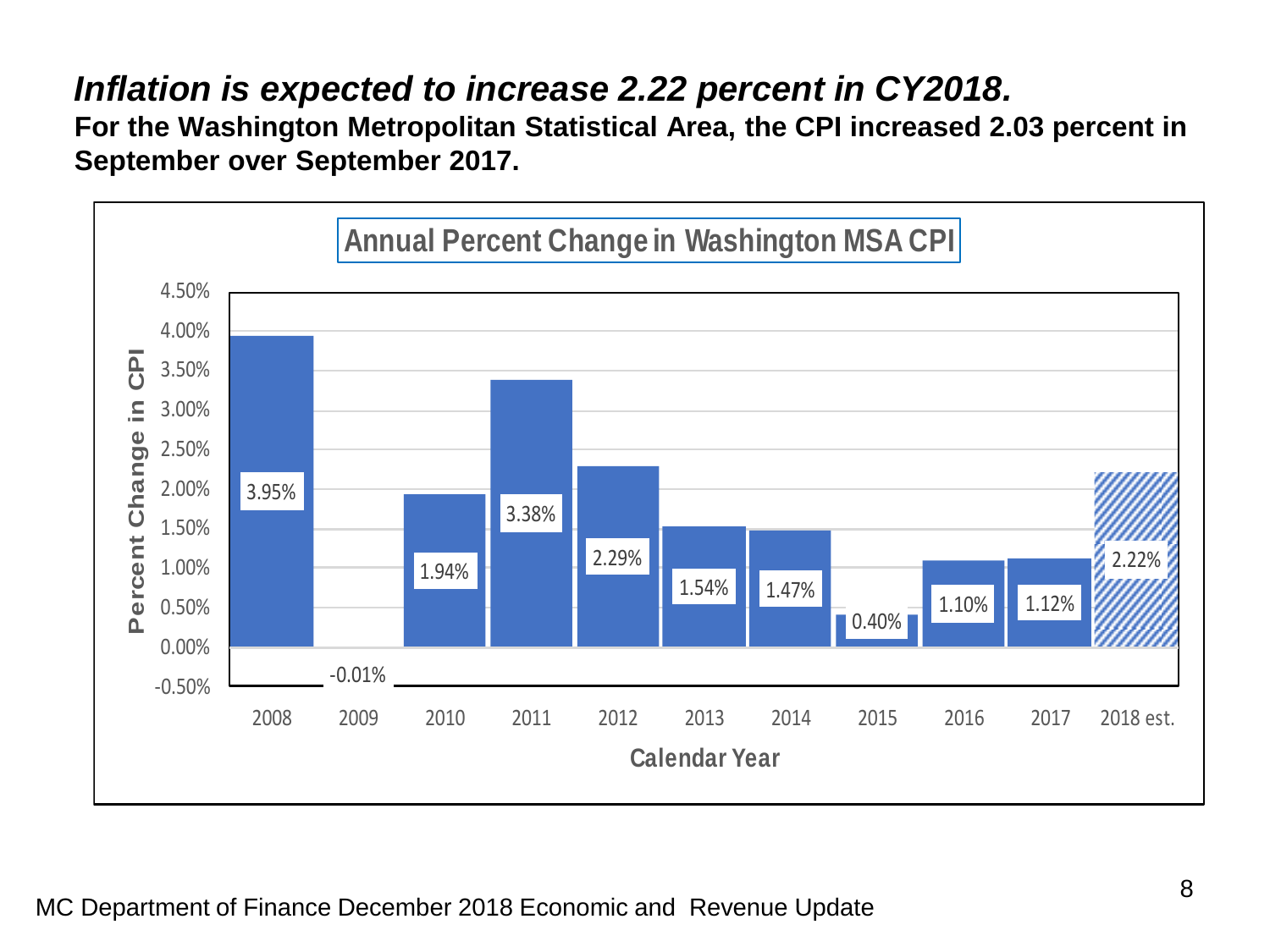# *Inflation is expected to increase 2.22 percent in CY2018.*

**For the Washington Metropolitan Statistical Area, the CPI increased 2.03 percent in September over September 2017.**

**Annual Percent Change in Washington MSA CPI**

| Calendar Year | Percent Change in CPI |
|---|---|
| 2008 | 3.95% |
| 2009 | -0.01% |
| 2010 | 1.94% |
| 2011 | 3.38% |
| 2012 | 2.29% |
| 2013 | 1.54% |
| 2014 | 1.47% |
| 2015 | 0.40% |
| 2016 | 1.10% |
| 2017 | 1.12% |
| 2018 est. | 2.22% |

MC Department of Finance December 2018 Economic and Revenue Update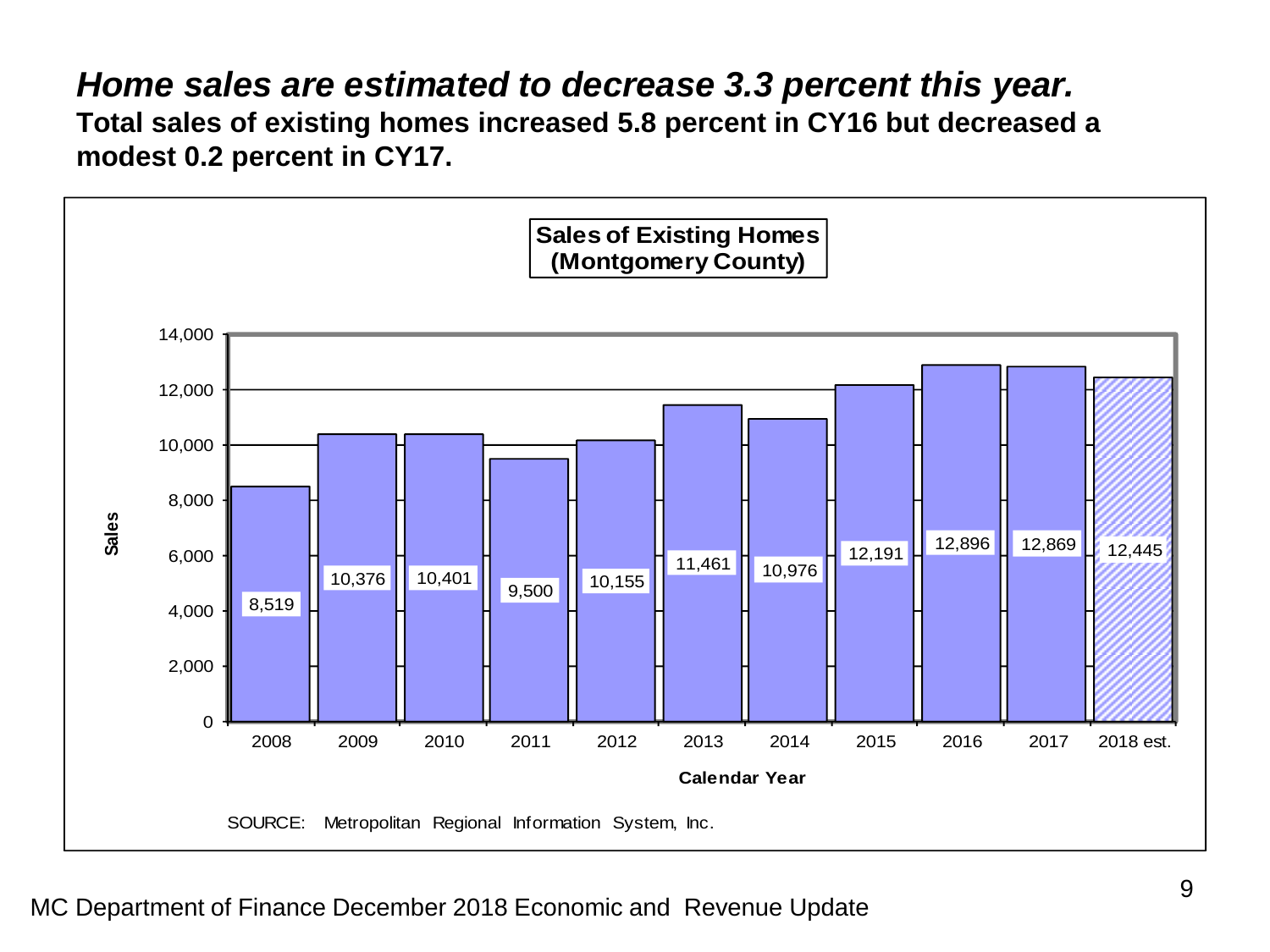# *Home sales are estimated to decrease 3.3 percent this year.*

**Total sales of existing homes increased 5.8 percent in CY16 but decreased a modest 0.2 percent in CY17.**

**Sales of Existing Homes (Montgomery County)**

| Calendar Year | Sales |
|---|---|
| 2008 | 8,519 |
| 2009 | 10,376 |
| 2010 | 10,401 |
| 2011 | 9,500 |
| 2012 | 10,155 |
| 2013 | 11,461 |
| 2014 | 10,976 |
| 2015 | 12,191 |
| 2016 | 12,896 |
| 2017 | 12,869 |
| 2018 est. | 12,445 |

SOURCE: Metropolitan Regional Information System, Inc.

MC Department of Finance December 2018 Economic and Revenue Update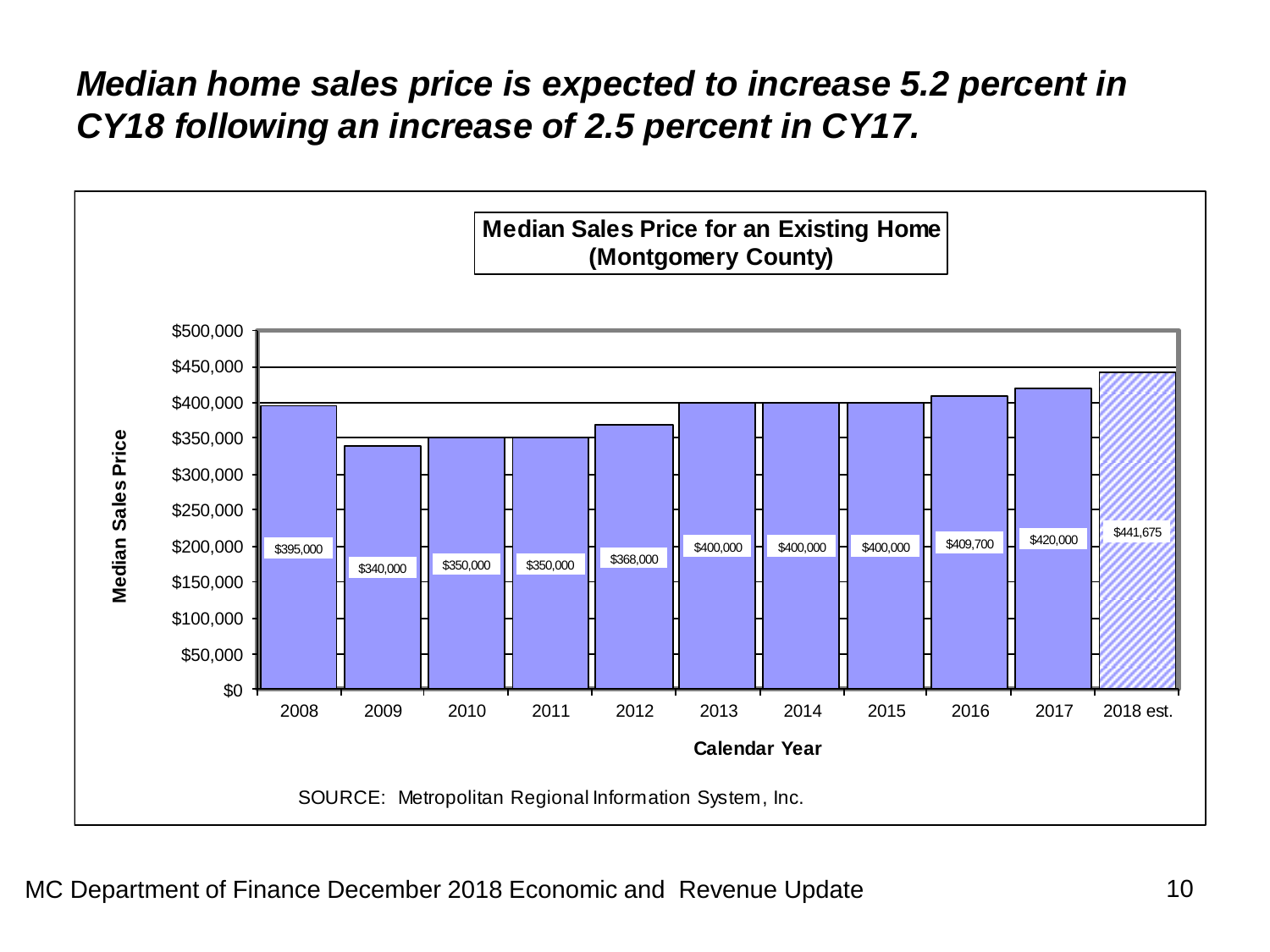## *Median home sales price is expected to increase 5.2 percent in CY18 following an increase of 2.5 percent in CY17.*

**Median Sales Price for an Existing Home (Montgomery County)**

| Calendar Year | Median Sales Price |
|---|---|
| 2008 | $395,000 |
| 2009 | $340,000 |
| 2010 | $350,000 |
| 2011 | $350,000 |
| 2012 | $368,000 |
| 2013 | $400,000 |
| 2014 | $400,000 |
| 2015 | $400,000 |
| 2016 | $409,700 |
| 2017 | $420,000 |
| 2018 est. | $441,675 |

SOURCE: Metropolitan Regional Information System, Inc.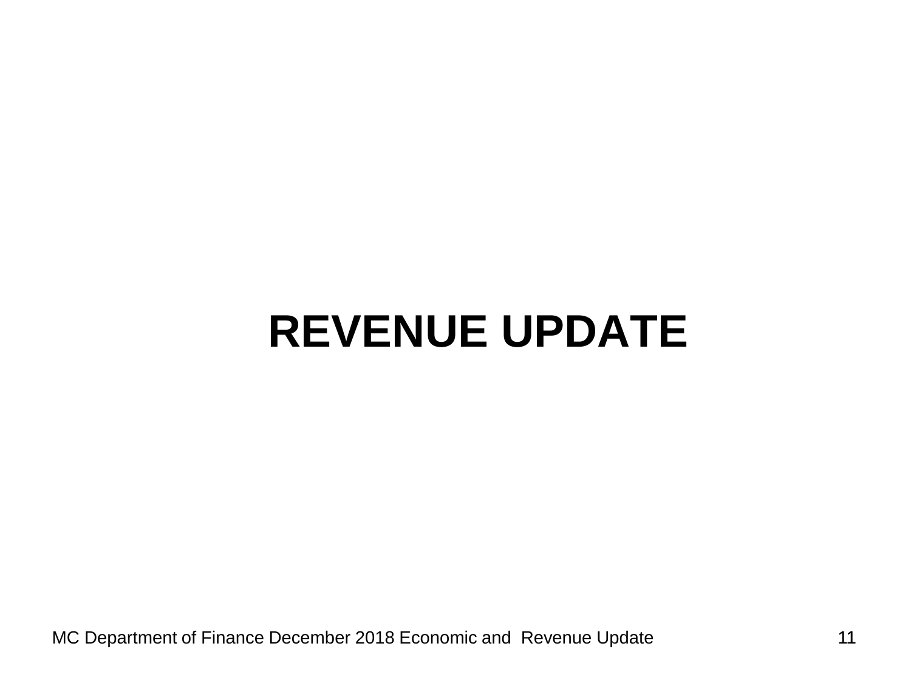# REVENUE UPDATE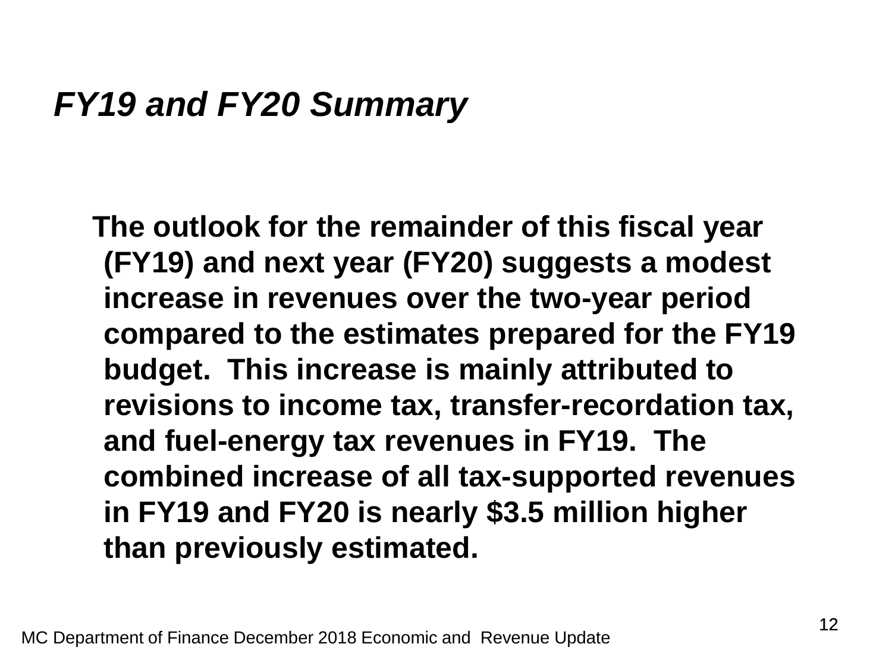## *FY19 and FY20 Summary*

**The outlook for the remainder of this fiscal year (FY19) and next year (FY20) suggests a modest increase in revenues over the two-year period compared to the estimates prepared for the FY19 budget. This increase is mainly attributed to revisions to income tax, transfer-recordation tax, and fuel-energy tax revenues in FY19. The combined increase of all tax-supported revenues in FY19 and FY20 is nearly $3.5 million higher than previously estimated.**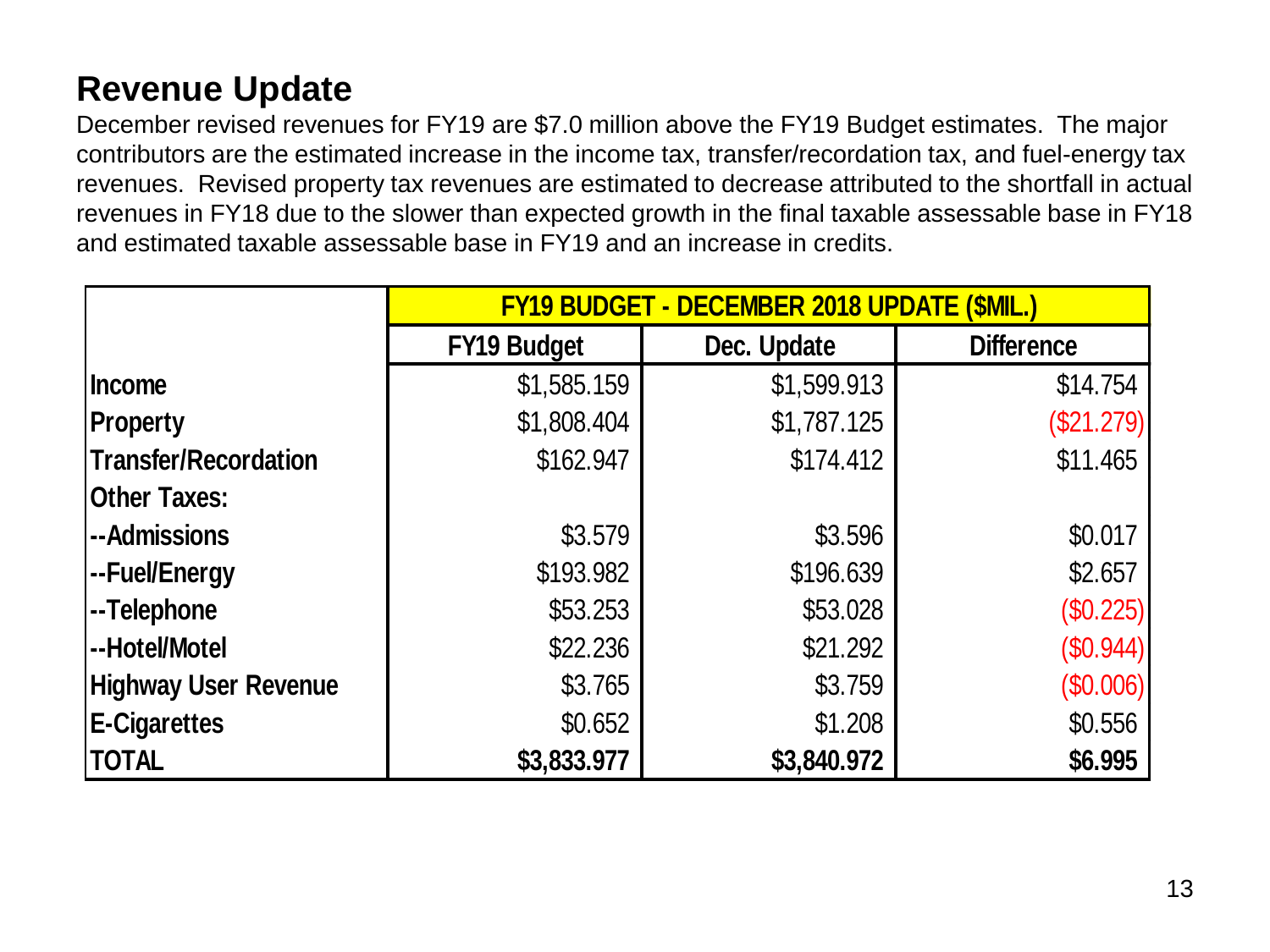## Revenue Update

December revised revenues for FY19 are $7.0 million above the FY19 Budget estimates. The major contributors are the estimated increase in the income tax, transfer/recordation tax, and fuel-energy tax revenues. Revised property tax revenues are estimated to decrease attributed to the shortfall in actual revenues in FY18 due to the slower than expected growth in the final taxable assessable base in FY18 and estimated taxable assessable base in FY19 and an increase in credits.

| | FY19 BUDGET - DECEMBER 2018 UPDATE ($MIL.) | | |
|---|---|---|---|
| | **FY19 Budget** | **Dec. Update** | **Difference** |
| **Income** | $1,585.159 | $1,599.913 | $14.754 |
| **Property** | $1,808.404 | $1,787.125 | ($21.279) |
| **Transfer/Recordation** | $162.947 | $174.412 | $11.465 |
| **Other Taxes:** | | | |
| **--Admissions** | $3.579 | $3.596 | $0.017 |
| **--Fuel/Energy** | $193.982 | $196.639 | $2.657 |
| **--Telephone** | $53.253 | $53.028 | ($0.225) |
| **--Hotel/Motel** | $22.236 | $21.292 | ($0.944) |
| **Highway User Revenue** | $3.765 | $3.759 | ($0.006) |
| **E-Cigarettes** | $0.652 | $1.208 | $0.556 |
| **TOTAL** | **$3,833.977** | **$3,840.972** | **$6.995** |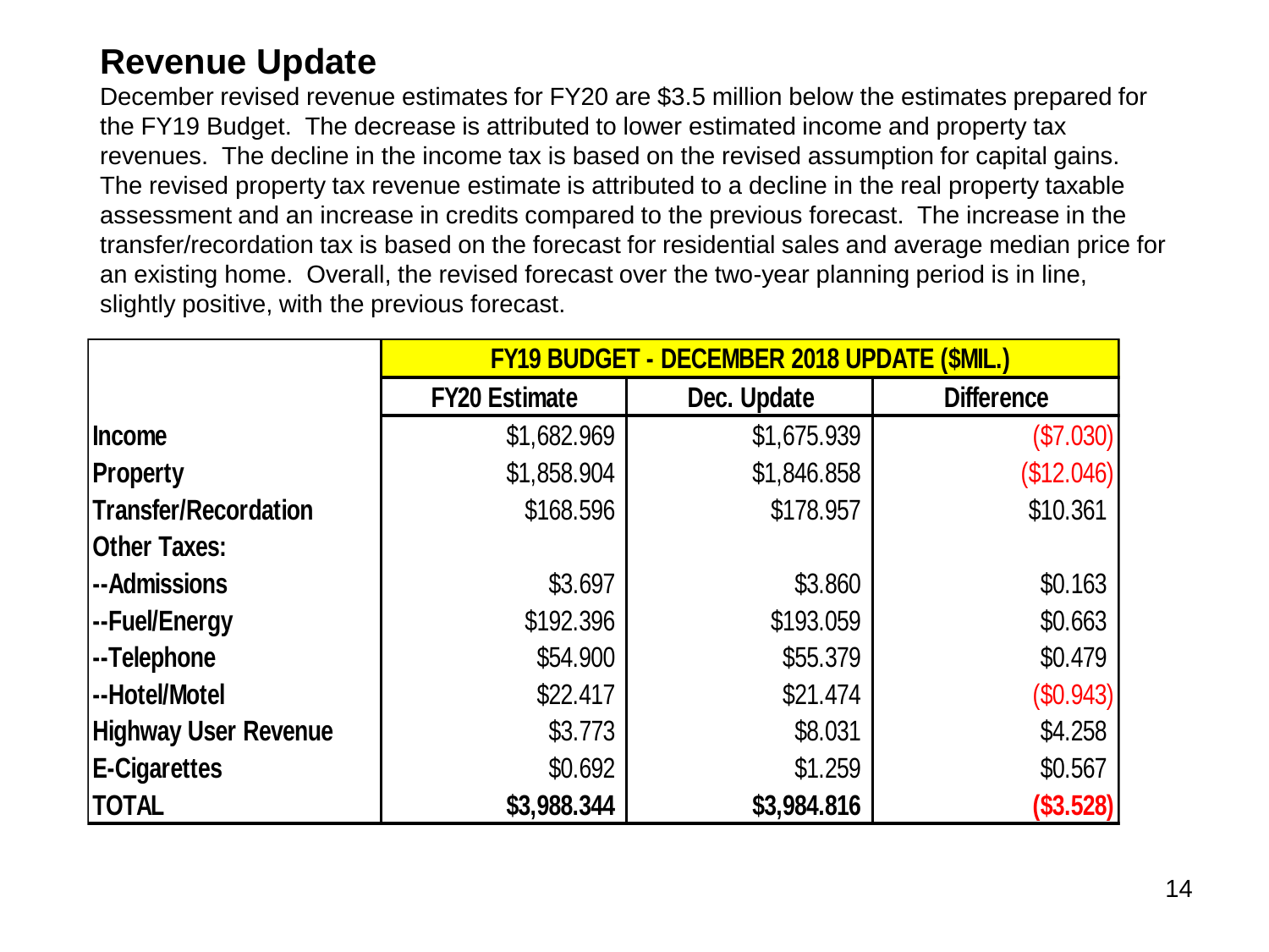## Revenue Update

December revised revenue estimates for FY20 are $3.5 million below the estimates prepared for the FY19 Budget. The decrease is attributed to lower estimated income and property tax revenues. The decline in the income tax is based on the revised assumption for capital gains. The revised property tax revenue estimate is attributed to a decline in the real property taxable assessment and an increase in credits compared to the previous forecast. The increase in the transfer/recordation tax is based on the forecast for residential sales and average median price for an existing home. Overall, the revised forecast over the two-year planning period is in line, slightly positive, with the previous forecast.

| | FY19 BUDGET - DECEMBER 2018 UPDATE ($MIL.) | | |
|---|---|---|---|
| | **FY20 Estimate** | **Dec. Update** | **Difference** |
| **Income** | $1,682.969 | $1,675.939 | ($7.030) |
| **Property** | $1,858.904 | $1,846.858 | ($12.046) |
| **Transfer/Recordation** | $168.596 | $178.957 | $10.361 |
| **Other Taxes:** | | | |
| **--Admissions** | $3.697 | $3.860 | $0.163 |
| **--Fuel/Energy** | $192.396 | $193.059 | $0.663 |
| **--Telephone** | $54.900 | $55.379 | $0.479 |
| **--Hotel/Motel** | $22.417 | $21.474 | ($0.943) |
| **Highway User Revenue** | $3.773 | $8.031 | $4.258 |
| **E-Cigarettes** | $0.692 | $1.259 | $0.567 |
| **TOTAL** | **$3,988.344** | **$3,984.816** | **($3.528)** |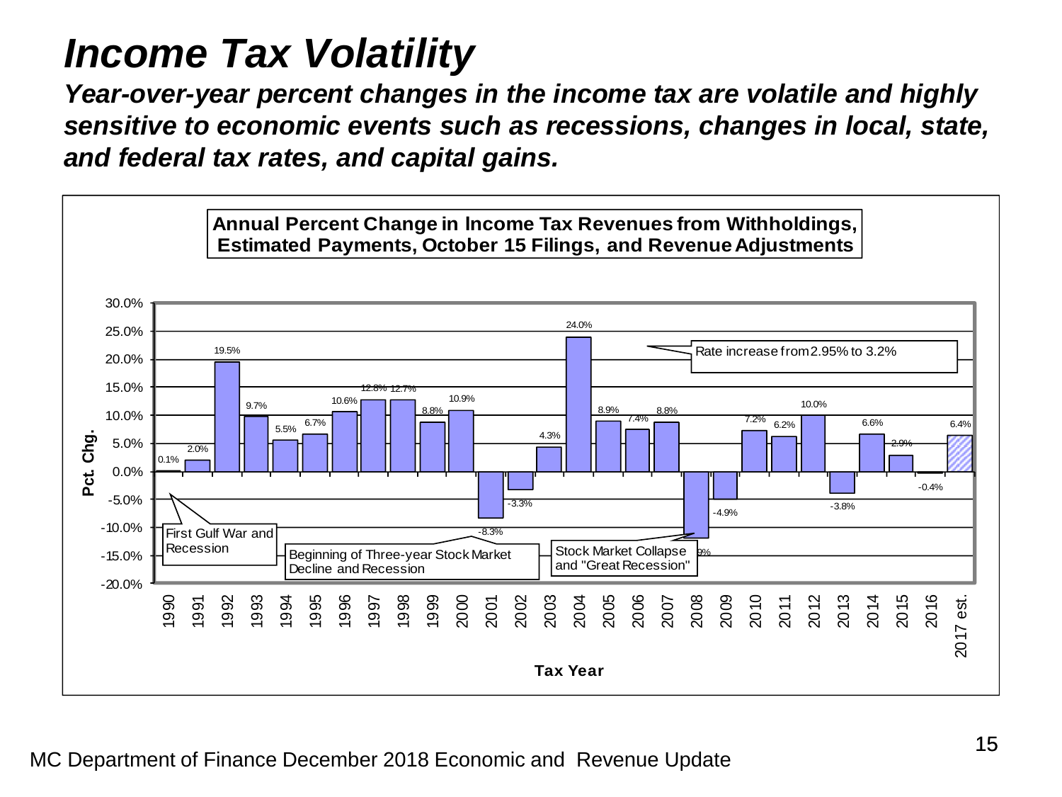# Income Tax Volatility

***Year-over-year percent changes in the income tax are volatile and highly sensitive to economic events such as recessions, changes in local, state, and federal tax rates, and capital gains.***

**Annual Percent Change in Income Tax Revenues from Withholdings, Estimated Payments, October 15 Filings, and Revenue Adjustments**

| Tax Year | Pct. Chg. |
|---|---|
| 1990 | 0.1% |
| 1991 | 2.0% |
| 1992 | 19.5% |
| 1993 | 9.7% |
| 1994 | 5.5% |
| 1995 | 6.7% |
| 1996 | 10.6% |
| 1997 | 12.8% |
| 1998 | 12.7% |
| 1999 | 8.8% |
| 2000 | 10.9% |
| 2001 | -8.3% |
| 2002 | -3.3% |
| 2003 | 4.3% |
| 2004 | 24.0% |
| 2005 | 8.9% |
| 2006 | 7.4% |
| 2007 | 8.8% |
| 2008 | -11.9% |
| 2009 | -4.9% |
| 2010 | 7.2% |
| 2011 | 6.2% |
| 2012 | 10.0% |
| 2013 | -3.8% |
| 2014 | 6.6% |
| 2015 | 2.9% |
| 2016 | -0.4% |
| 2017 est. | 6.4% |

Annotations: 1990 – First Gulf War and Recession; 2001 – Beginning of Three-year Stock Market Decline and Recession; 2004 – Rate increase from 2.95% to 3.2%; 2008 – Stock Market Collapse and "Great Recession"

MC Department of Finance December 2018 Economic and Revenue Update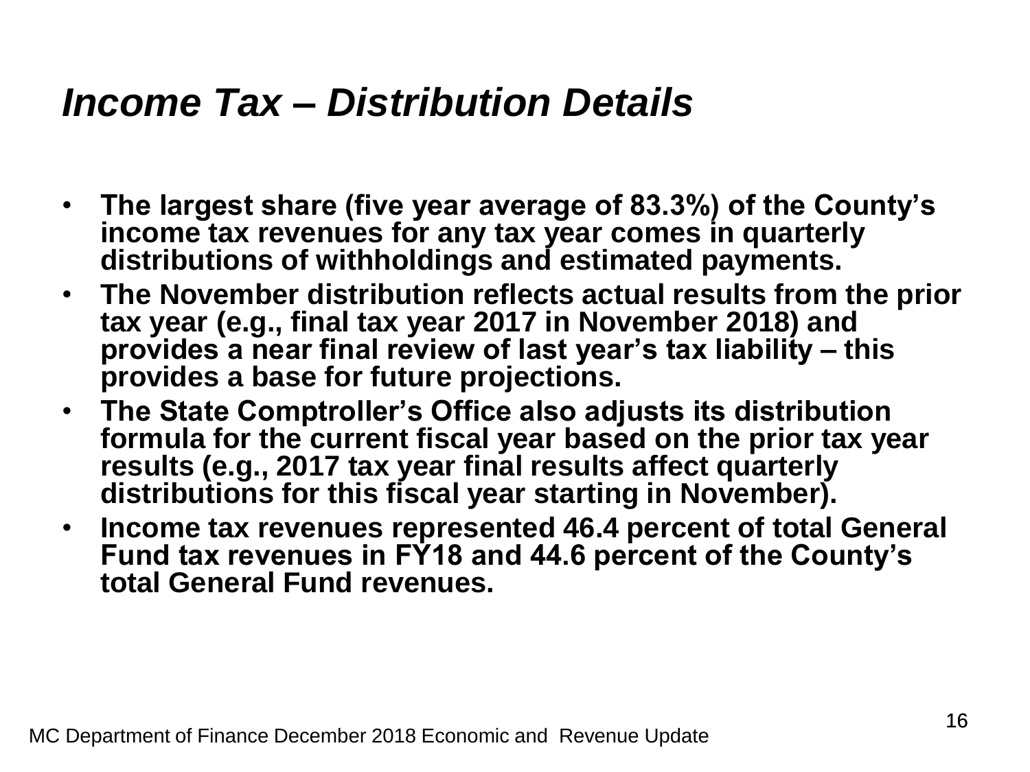# *Income Tax – Distribution Details*

- **The largest share (five year average of 83.3%) of the County's income tax revenues for any tax year comes in quarterly distributions of withholdings and estimated payments.**
- **The November distribution reflects actual results from the prior tax year (e.g., final tax year 2017 in November 2018) and provides a near final review of last year's tax liability – this provides a base for future projections.**
- **The State Comptroller's Office also adjusts its distribution formula for the current fiscal year based on the prior tax year results (e.g., 2017 tax year final results affect quarterly distributions for this fiscal year starting in November).**
- **Income tax revenues represented 46.4 percent of total General Fund tax revenues in FY18 and 44.6 percent of the County's total General Fund revenues.**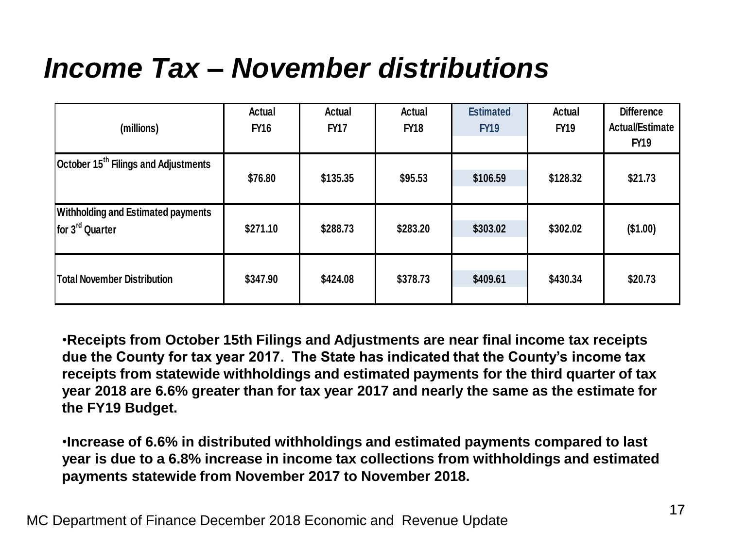# *Income Tax – November distributions*

| (millions) | Actual FY16 | Actual FY17 | Actual FY18 | Estimated FY19 | Actual FY19 | Difference Actual/Estimate FY19 |
|---|---|---|---|---|---|---|
| October 15th Filings and Adjustments | $76.80 | $135.35 | $95.53 | $106.59 | $128.32 | $21.73 |
| Withholding and Estimated payments for 3rd Quarter | $271.10 | $288.73 | $283.20 | $303.02 | $302.02 | ($1.00) |
| Total November Distribution | $347.90 | $424.08 | $378.73 | $409.61 | $430.34 | $20.73 |

- **Receipts from October 15th Filings and Adjustments are near final income tax receipts due the County for tax year 2017. The State has indicated that the County's income tax receipts from statewide withholdings and estimated payments for the third quarter of tax year 2018 are 6.6% greater than for tax year 2017 and nearly the same as the estimate for the FY19 Budget.**

- **Increase of 6.6% in distributed withholdings and estimated payments compared to last year is due to a 6.8% increase in income tax collections from withholdings and estimated payments statewide from November 2017 to November 2018.**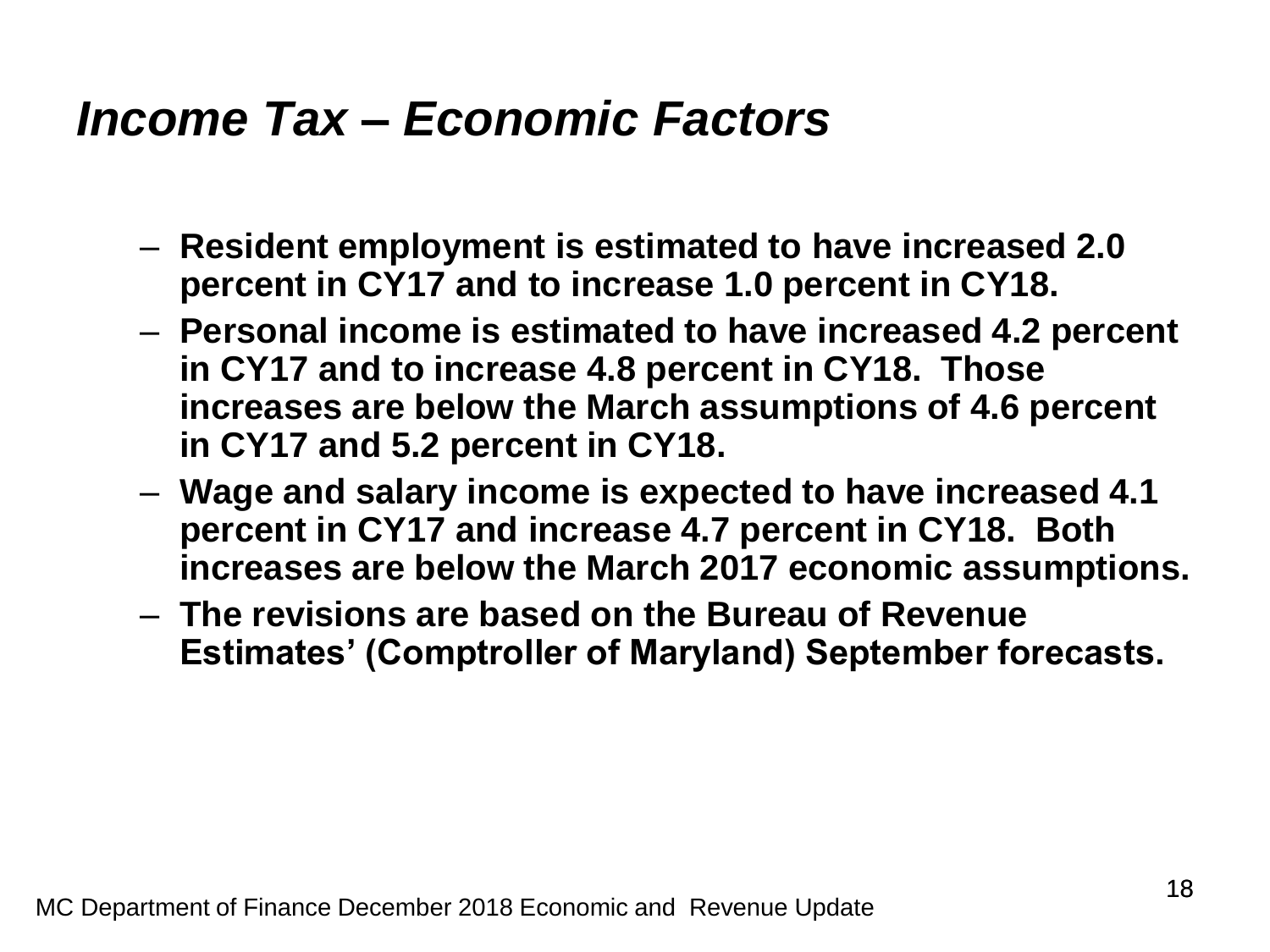## *Income Tax – Economic Factors*

- **Resident employment is estimated to have increased 2.0 percent in CY17 and to increase 1.0 percent in CY18.**
- **Personal income is estimated to have increased 4.2 percent in CY17 and to increase 4.8 percent in CY18. Those increases are below the March assumptions of 4.6 percent in CY17 and 5.2 percent in CY18.**
- **Wage and salary income is expected to have increased 4.1 percent in CY17 and increase 4.7 percent in CY18. Both increases are below the March 2017 economic assumptions.**
- **The revisions are based on the Bureau of Revenue Estimates' (Comptroller of Maryland) September forecasts.**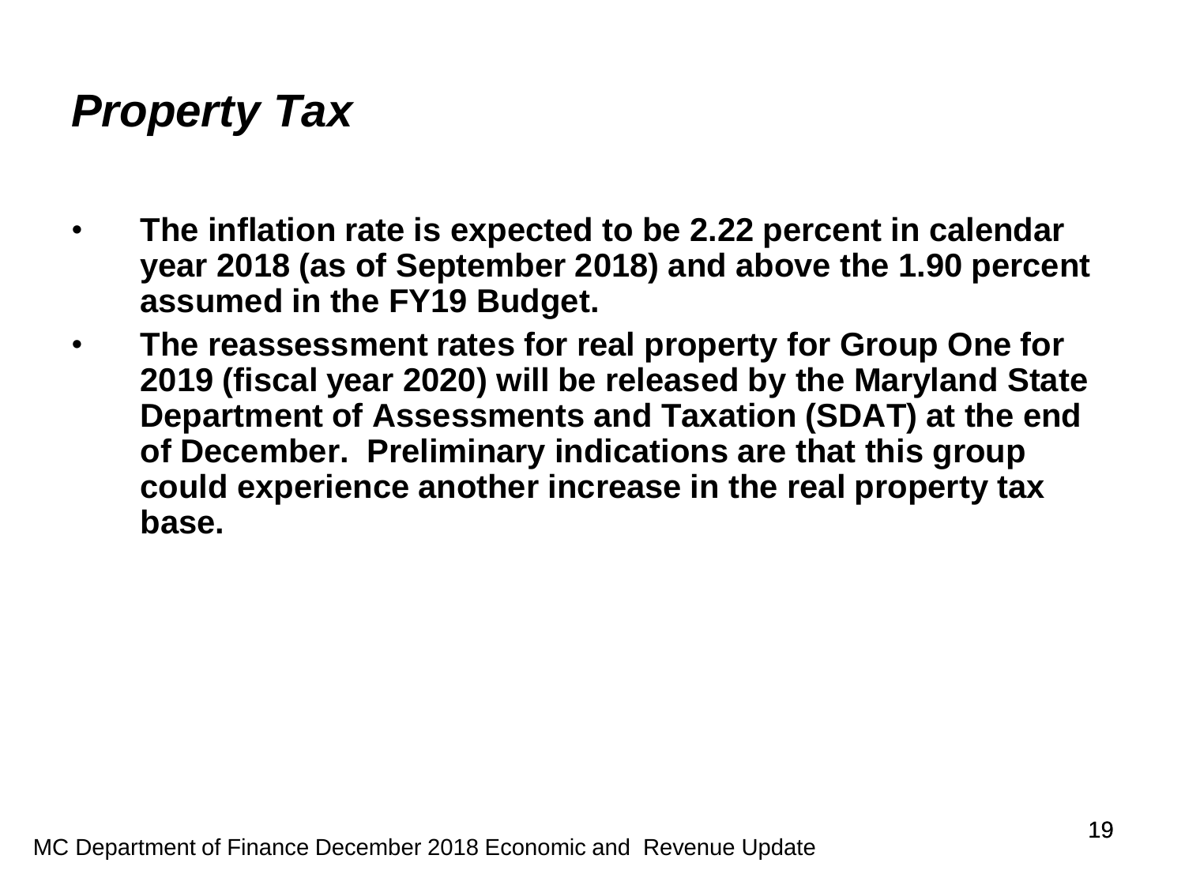## ***Property Tax***

- **The inflation rate is expected to be 2.22 percent in calendar year 2018 (as of September 2018) and above the 1.90 percent assumed in the FY19 Budget.**
- **The reassessment rates for real property for Group One for 2019 (fiscal year 2020) will be released by the Maryland State Department of Assessments and Taxation (SDAT) at the end of December. Preliminary indications are that this group could experience another increase in the real property tax base.**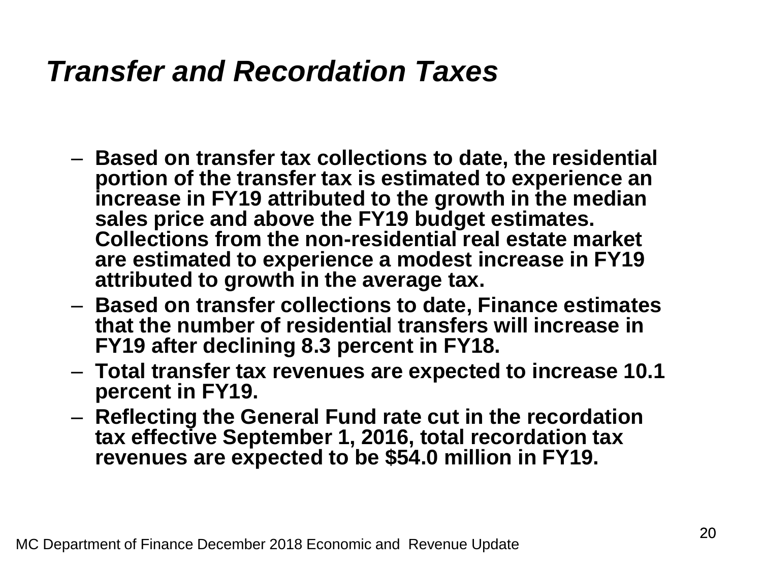# *Transfer and Recordation Taxes*

- **Based on transfer tax collections to date, the residential portion of the transfer tax is estimated to experience an increase in FY19 attributed to the growth in the median sales price and above the FY19 budget estimates. Collections from the non-residential real estate market are estimated to experience a modest increase in FY19 attributed to growth in the average tax.**
- **Based on transfer collections to date, Finance estimates that the number of residential transfers will increase in FY19 after declining 8.3 percent in FY18.**
- **Total transfer tax revenues are expected to increase 10.1 percent in FY19.**
- **Reflecting the General Fund rate cut in the recordation tax effective September 1, 2016, total recordation tax revenues are expected to be $54.0 million in FY19.**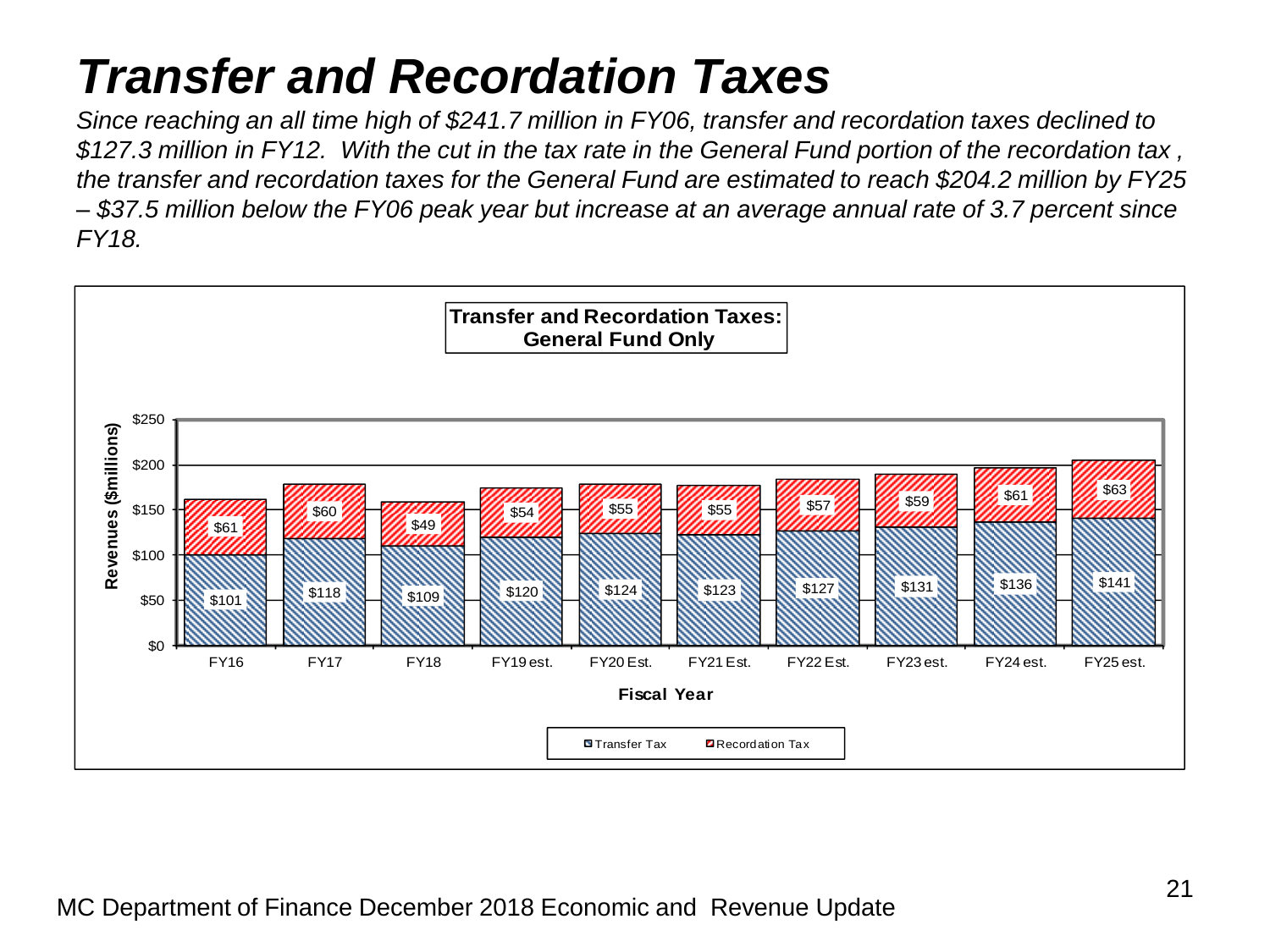# Transfer and Recordation Taxes

*Since reaching an all time high of $241.7 million in FY06, transfer and recordation taxes declined to $127.3 million in FY12. With the cut in the tax rate in the General Fund portion of the recordation tax, the transfer and recordation taxes for the General Fund are estimated to reach $204.2 million by FY25 – $37.5 million below the FY06 peak year but increase at an average annual rate of 3.7 percent since FY18.*

**Transfer and Recordation Taxes: General Fund Only**

Revenues ($millions)

| Fiscal Year | Transfer Tax | Recordation Tax |
|---|---|---|
| FY16 | $101 | $61 |
| FY17 | $118 | $60 |
| FY18 | $109 | $49 |
| FY19 est. | $120 | $54 |
| FY20 Est. | $124 | $55 |
| FY21 Est. | $123 | $55 |
| FY22 Est. | $127 | $57 |
| FY23 est. | $131 | $59 |
| FY24 est. | $136 | $61 |
| FY25 est. | $141 | $63 |

MC Department of Finance December 2018 Economic and Revenue Update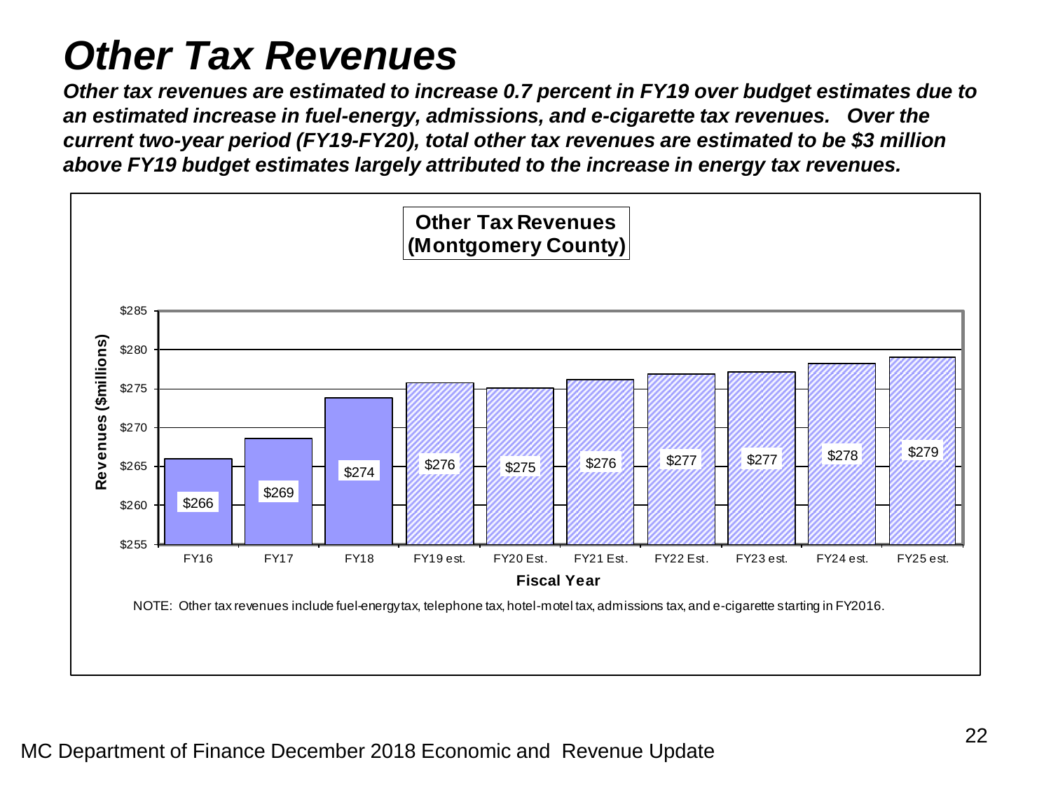# Other Tax Revenues

***Other tax revenues are estimated to increase 0.7 percent in FY19 over budget estimates due to an estimated increase in fuel-energy, admissions, and e-cigarette tax revenues. Over the current two-year period (FY19-FY20), total other tax revenues are estimated to be $3 million above FY19 budget estimates largely attributed to the increase in energy tax revenues.***

**Other Tax Revenues (Montgomery County)**

| Fiscal Year | Revenues ($millions) |
|---|---|
| FY16 | $266 |
| FY17 | $269 |
| FY18 | $274 |
| FY19 est. | $276 |
| FY20 Est. | $275 |
| FY21 Est. | $276 |
| FY22 Est. | $277 |
| FY23 est. | $277 |
| FY24 est. | $278 |
| FY25 est. | $279 |

NOTE: Other tax revenues include fuel-energy tax, telephone tax, hotel-motel tax, admissions tax, and e-cigarette starting in FY2016.

MC Department of Finance December 2018 Economic and Revenue Update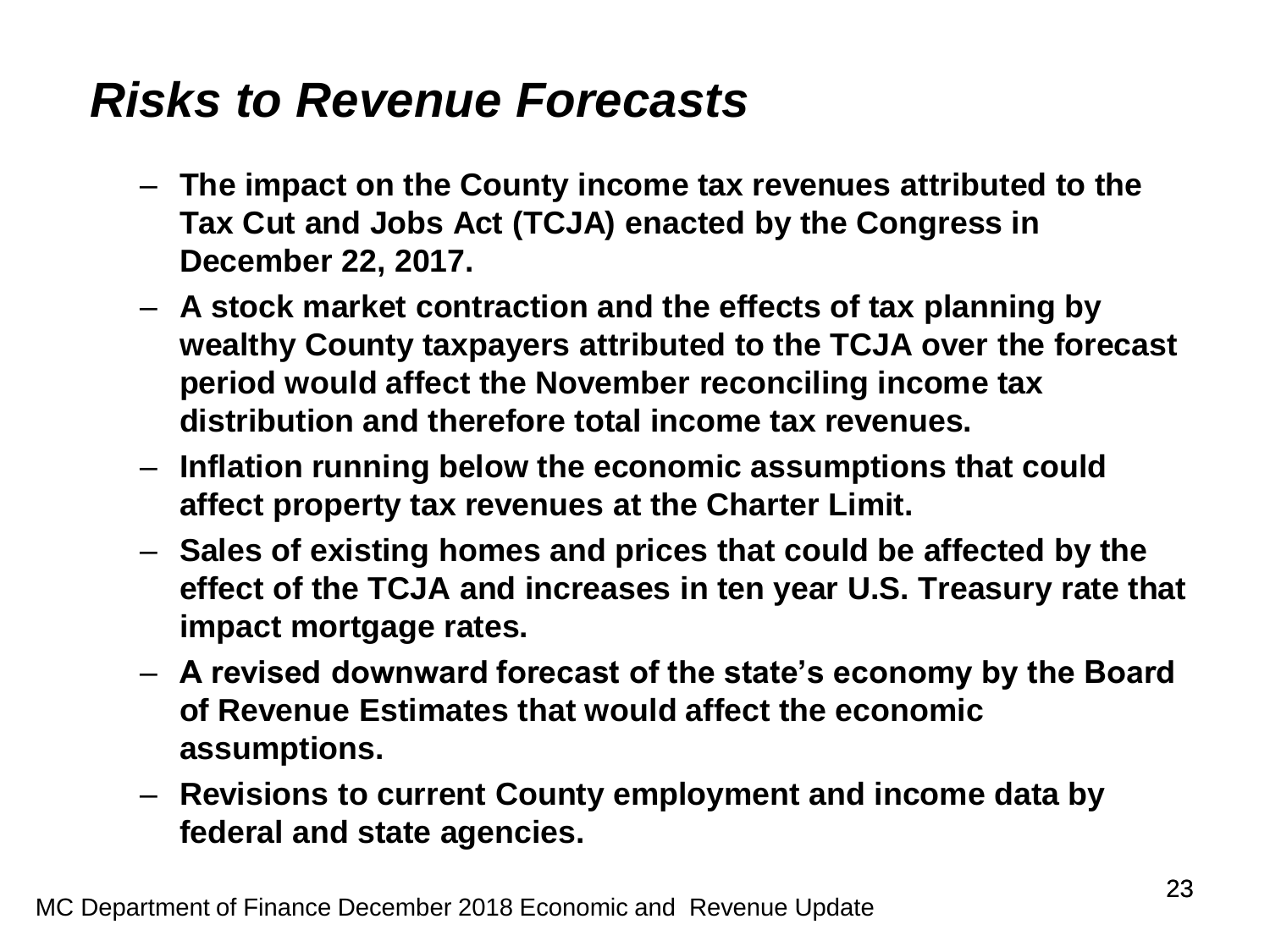# ***Risks to Revenue Forecasts***

- **The impact on the County income tax revenues attributed to the Tax Cut and Jobs Act (TCJA) enacted by the Congress in December 22, 2017.**
- **A stock market contraction and the effects of tax planning by wealthy County taxpayers attributed to the TCJA over the forecast period would affect the November reconciling income tax distribution and therefore total income tax revenues.**
- **Inflation running below the economic assumptions that could affect property tax revenues at the Charter Limit.**
- **Sales of existing homes and prices that could be affected by the effect of the TCJA and increases in ten year U.S. Treasury rate that impact mortgage rates.**
- **A revised downward forecast of the state's economy by the Board of Revenue Estimates that would affect the economic assumptions.**
- **Revisions to current County employment and income data by federal and state agencies.**